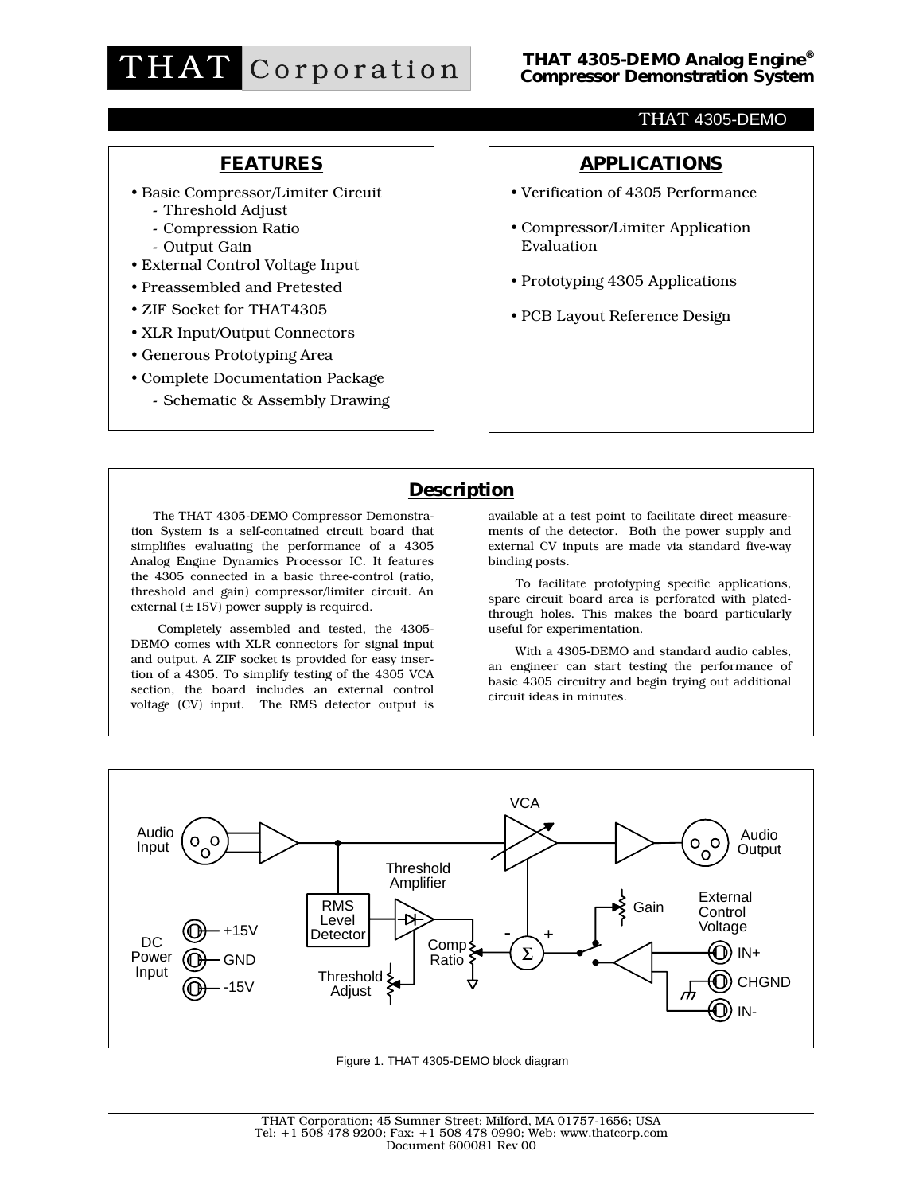# THAT Corporation

**THAT 4305-DEMO Analog Engine® Compressor Demonstration System**

THAT 4305-DEMO

## FEATURES

- Basic Compressor/Limiter Circuit
  - Threshold Adjust
  - Compression Ratio
  - Output Gain
- External Control Voltage Input
- Preassembled and Pretested
- ZIF Socket for THAT4305
- XLR Input/Output Connectors
- Generous Prototyping Area
- Complete Documentation Package
  - Schematic & Assembly Drawing

## APPLICATIONS

- Verification of 4305 Performance
- Compressor/Limiter Application Evaluation
- Prototyping 4305 Applications
- PCB Layout Reference Design

## Description

The THAT 4305-DEMO Compressor Demonstration System is a self-contained circuit board that simplifies evaluating the performance of a 4305 Analog Engine Dynamics Processor IC. It features the 4305 connected in a basic three-control (ratio, threshold and gain) compressor/limiter circuit. An external (±15V) power supply is required.

Completely assembled and tested, the 4305-DEMO comes with XLR connectors for signal input and output. A ZIF socket is provided for easy insertion of a 4305. To simplify testing of the 4305 VCA section, the board includes an external control voltage (CV) input. The RMS detector output is available at a test point to facilitate direct measurements of the detector. Both the power supply and external CV inputs are made via standard five-way binding posts.

To facilitate prototyping specific applications, spare circuit board area is perforated with plated-through holes. This makes the board particularly useful for experimentation.

With a 4305-DEMO and standard audio cables, an engineer can start testing the performance of basic 4305 circuitry and begin trying out additional circuit ideas in minutes.

VCA
Audio Input
Audio Output
Threshold Amplifier
RMS Level Detector
Gain
External Control Voltage
+15V
DC Power Input
GND
-15V
Comp Ratio
Threshold Adjust
- +
Σ
IN+
CHGND
IN-

Figure 1. THAT 4305-DEMO block diagram

THAT Corporation; 45 Sumner Street; Milford, MA 01757-1656; USA
Tel: +1 508 478 9200; Fax: +1 508 478 0990; Web: www.thatcorp.com
Document 600081 Rev 00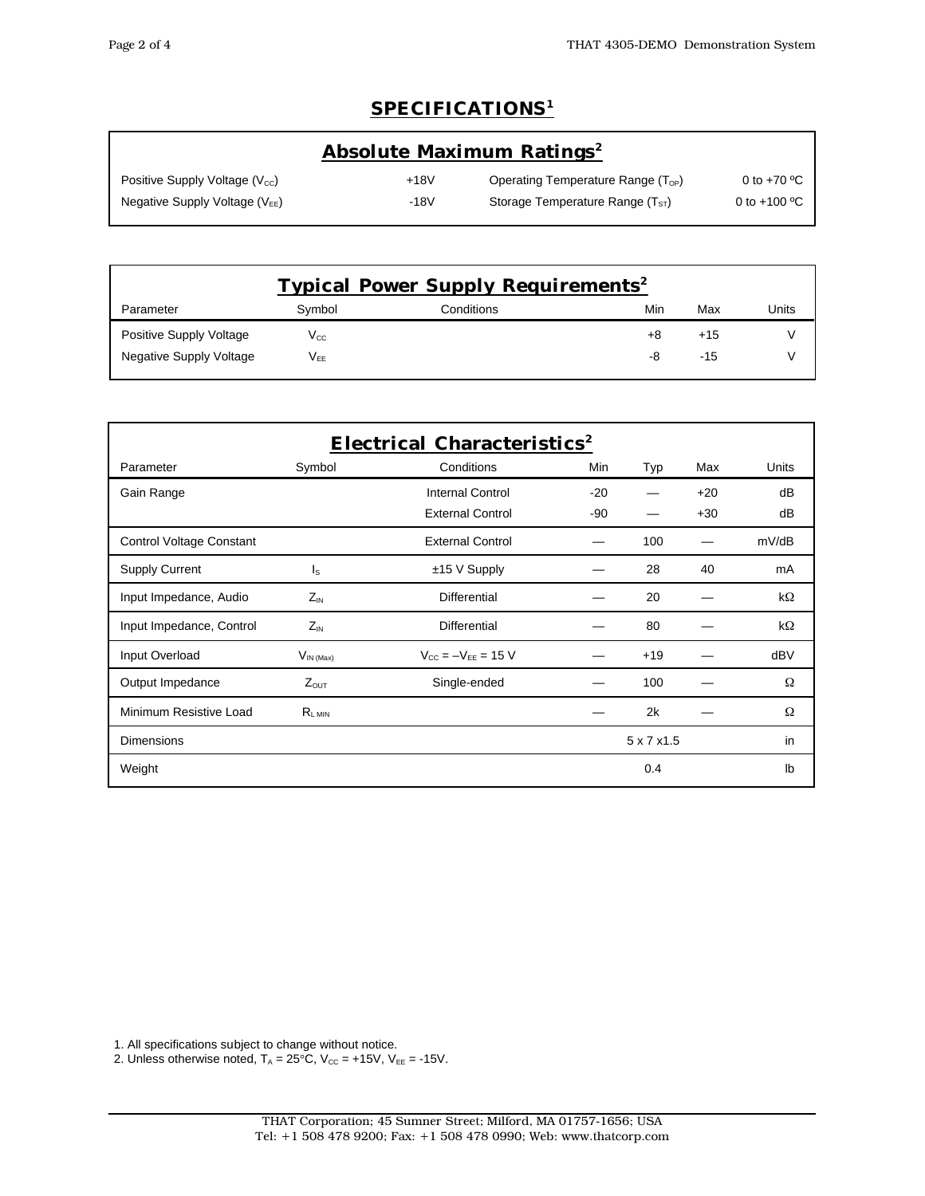# SPECIFICATIONS[1]

## Absolute Maximum Ratings[2]

| | | | |
|---|---|---|---|
| Positive Supply Voltage ($V_{CC}$) | +18V | Operating Temperature Range ($T_{OP}$) | 0 to +70 ºC |
| Negative Supply Voltage ($V_{EE}$) | -18V | Storage Temperature Range ($T_{ST}$) | 0 to +100 ºC |

## Typical Power Supply Requirements[2]

| Parameter | Symbol | Conditions | Min | Max | Units |
|---|---|---|---|---|---|
| Positive Supply Voltage | $V_{CC}$ | | +8 | +15 | V |
| Negative Supply Voltage | $V_{EE}$ | | -8 | -15 | V |

## Electrical Characteristics[2]

| Parameter | Symbol | Conditions | Min | Typ | Max | Units |
|---|---|---|---|---|---|---|
| Gain Range | | Internal Control | -20 | — | +20 | dB |
| | | External Control | -90 | — | +30 | dB |
| Control Voltage Constant | | External Control | — | 100 | — | mV/dB |
| Supply Current | $I_S$ | ±15 V Supply | — | 28 | 40 | mA |
| Input Impedance, Audio | $Z_{IN}$ | Differential | — | 20 | — | kΩ |
| Input Impedance, Control | $Z_{IN}$ | Differential | — | 80 | — | kΩ |
| Input Overload | $V_{IN (Max)}$ | $V_{CC} = -V_{EE} = 15$ V | — | +19 | — | dBV |
| Output Impedance | $Z_{OUT}$ | Single-ended | — | 100 | — | Ω |
| Minimum Resistive Load | $R_{L\,MIN}$ | | — | 2k | — | Ω |
| Dimensions | | | | 5 x 7 x1.5 | | in |
| Weight | | | | 0.4 | | lb |

1. All specifications subject to change without notice.
2. Unless otherwise noted, $T_A = 25°C$, $V_{CC} = +15V$, $V_{EE} = -15V$.

THAT Corporation; 45 Sumner Street; Milford, MA 01757-1656; USA
Tel: +1 508 478 9200; Fax: +1 508 478 0990; Web: www.thatcorp.com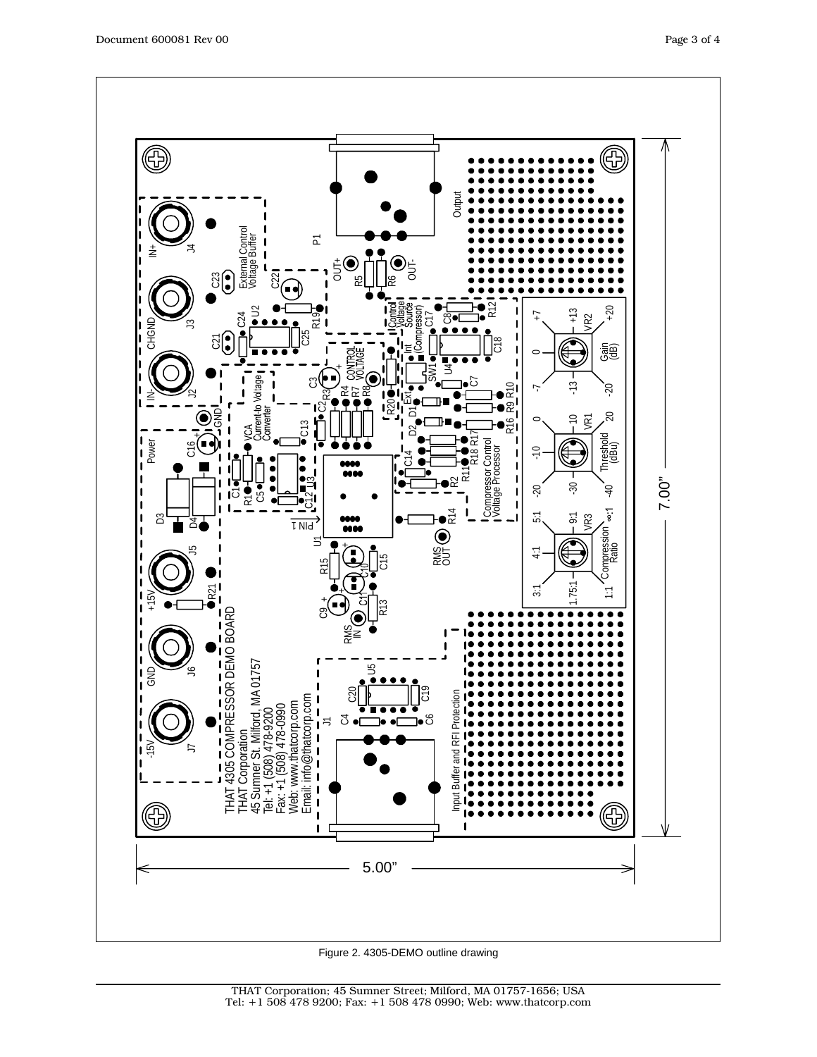THAT 4305 COMPRESSOR DEMO BOARD

THAT Corporation
45 Sumner St. Milford, MA 01757
Tel: +1 (508) 478-9200
Fax: +1 (508) 478-0990
Web: www.thatcorp.com
Email: info@thatcorp.com

5.00”

7.00”

Figure 2. 4305-DEMO outline drawing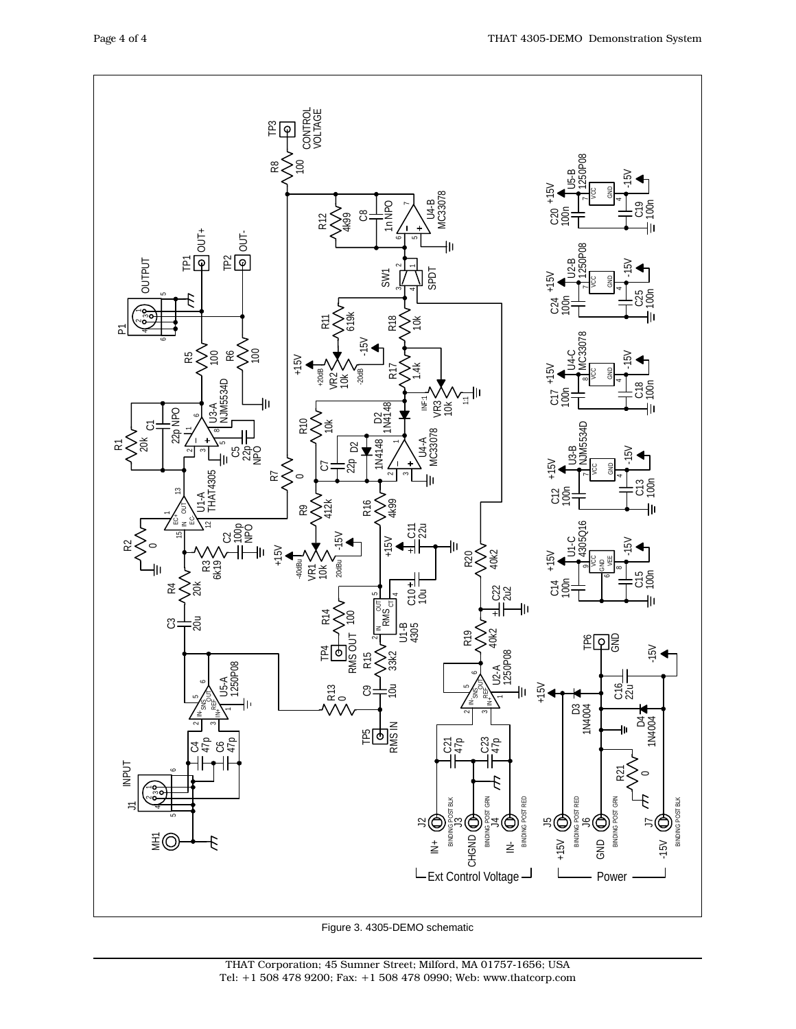Figure 3. 4305-DEMO schematic

THAT Corporation; 45 Sumner Street; Milford, MA 01757-1656; USA
Tel: +1 508 478 9200; Fax: +1 508 478 0990; Web: www.thatcorp.com